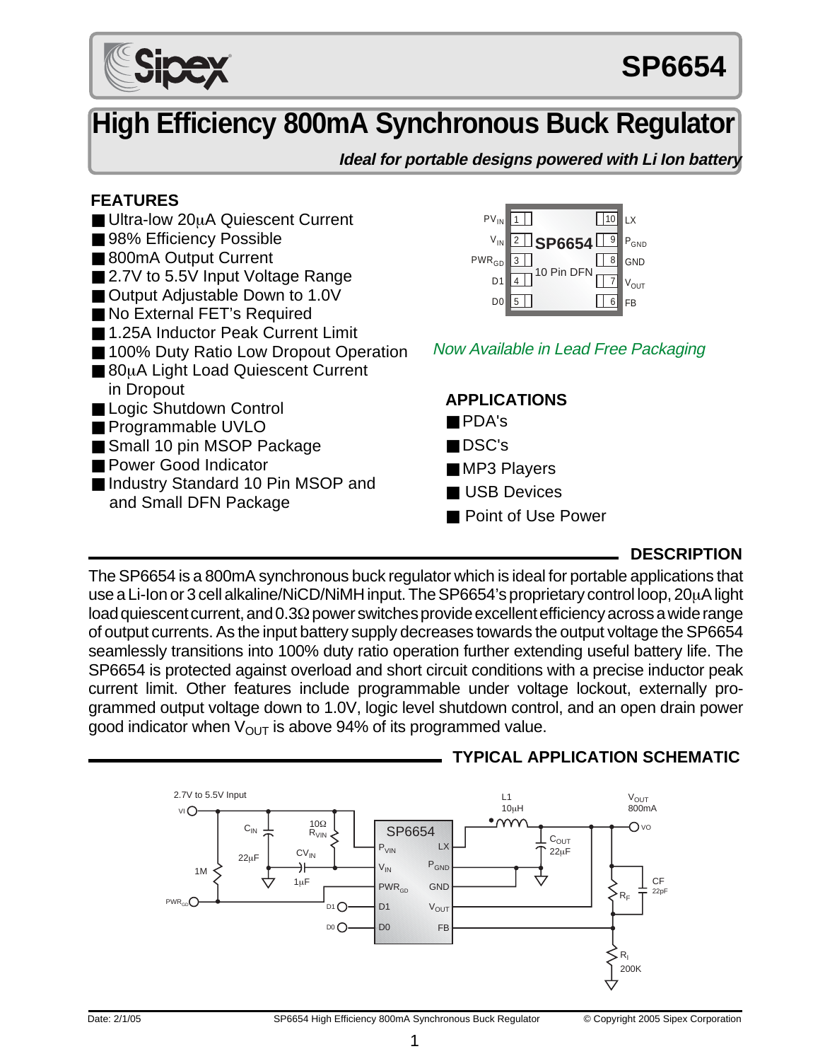# SP6654

## High Efficiency 800mA Synchronous Buck Regulator

***Ideal for portable designs powered with Li Ion battery***

### FEATURES

- Ultra-low 20µA Quiescent Current
- 98% Efficiency Possible
- 800mA Output Current
- 2.7V to 5.5V Input Voltage Range
- Output Adjustable Down to 1.0V
- No External FET's Required
- 1.25A Inductor Peak Current Limit
- 100% Duty Ratio Low Dropout Operation
- 80µA Light Load Quiescent Current in Dropout
- Logic Shutdown Control
- Programmable UVLO
- Small 10 pin MSOP Package
- Power Good Indicator
- Industry Standard 10 Pin MSOP and and Small DFN Package

| Pin | Name | Pin | Name |
|---|---|---|---|
| 1 | $PV_{IN}$ | 10 | LX |
| 2 | $V_{IN}$ | 9 | $P_{GND}$ |
| 3 | $PWR_{GD}$ | 8 | GND |
| 4 | D1 | 7 | $V_{OUT}$ |
| 5 | D0 | 6 | FB |

SP6654 10 Pin DFN

*Now Available in Lead Free Packaging*

### APPLICATIONS

- PDA's
- DSC's
- MP3 Players
- USB Devices
- Point of Use Power

### DESCRIPTION

The SP6654 is a 800mA synchronous buck regulator which is ideal for portable applications that use a Li-Ion or 3 cell alkaline/NiCD/NiMH input. The SP6654's proprietary control loop, 20µA light load quiescent current, and 0.3Ω power switches provide excellent efficiency across a wide range of output currents. As the input battery supply decreases towards the output voltage the SP6654 seamlessly transitions into 100% duty ratio operation further extending useful battery life. The SP6654 is protected against overload and short circuit conditions with a precise inductor peak current limit. Other features include programmable under voltage lockout, externally programmed output voltage down to 1.0V, logic level shutdown control, and an open drain power good indicator when $V_{OUT}$ is above 94% of its programmed value.

### TYPICAL APPLICATION SCHEMATIC

2.7V to 5.5V Input VI; $C_{IN}$ 22µF; $R_{VIN}$ 10Ω; $CV_{IN}$ 1µF; 1M; $PWR_{GD}$; D1; D0; SP6654 ($P_{VIN}$, $V_{IN}$, $PWR_{GD}$, D1, D0, LX, $P_{GND}$, GND, $V_{OUT}$, FB); L1 10µH; $C_{OUT}$ 22µF; $V_{OUT}$ 800mA VO; $R_F$; CF 22pF; $R_I$ 200K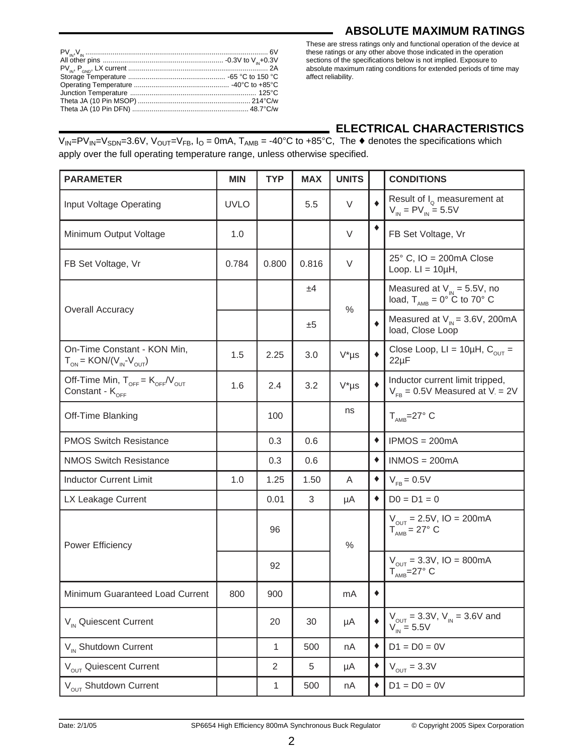## ABSOLUTE MAXIMUM RATINGS

$PV_{IN}$, $V_{IN}$ .............................................................................................. 6V
All other pins ............................................................ -0.3V to $V_{IN}$+0.3V
$PV_{IN}$, $P_{GND}$, LX current ..................................................................... 2A
Storage Temperature ................................................. -65 °C to 150 °C
Operating Temperature ................................................ -40°C to +85°C
Junction Temperature ................................................................ 125°C
Theta JA (10 Pin MSOP) ......................................................... 214°C/w
Theta JA (10 Pin DFN) ........................................................... 48.7°C/w

These are stress ratings only and functional operation of the device at these ratings or any other above those indicated in the operation sections of the specifications below is not implied. Exposure to absolute maximum rating conditions for extended periods of time may affect reliability.

## ELECTRICAL CHARACTERISTICS

$V_{IN}$=$PV_{IN}$=$V_{SDN}$=3.6V, $V_{OUT}$=$V_{FB}$, $I_O$ = 0mA, $T_{AMB}$ = -40°C to +85°C, The ♦ denotes the specifications which apply over the full operating temperature range, unless otherwise specified.

| PARAMETER | MIN | TYP | MAX | UNITS | | CONDITIONS |
|---|---|---|---|---|---|---|
| Input Voltage Operating | UVLO | | 5.5 | V | ♦ | Result of $I_Q$ measurement at $V_{IN}$ = $PV_{IN}$ = 5.5V |
| Minimum Output Voltage | 1.0 | | | V | ♦ | FB Set Voltage, Vr |
| FB Set Voltage, Vr | 0.784 | 0.800 | 0.816 | V | | 25° C, IO = 200mA Close Loop. LI = 10µH, |
| Overall Accuracy | | | ±4 | % | | Measured at $V_{IN}$ = 5.5V, no load, $T_{AMB}$ = 0° C to 70° C |
| | | | ±5 | | ♦ | Measured at $V_{IN}$ = 3.6V, 200mA load, Close Loop |
| On-Time Constant - KON Min, $T_{ON}$ = KON/($V_{IN}$-$V_{OUT}$) | 1.5 | 2.25 | 3.0 | V*µs | ♦ | Close Loop, LI = 10µH, $C_{OUT}$ = 22µF |
| Off-Time Min, $T_{OFF}$ = $K_{OFF}$/$V_{OUT}$ Constant - $K_{OFF}$ | 1.6 | 2.4 | 3.2 | V*µs | ♦ | Inductor current limit tripped, $V_{FB}$ = 0.5V Measured at $V_I$ = 2V |
| Off-Time Blanking | | 100 | | ns | | $T_{AMB}$=27° C |
| PMOS Switch Resistance | | 0.3 | 0.6 | | ♦ | IPMOS = 200mA |
| NMOS Switch Resistance | | 0.3 | 0.6 | | ♦ | INMOS = 200mA |
| Inductor Current Limit | 1.0 | 1.25 | 1.50 | A | ♦ | $V_{FB}$ = 0.5V |
| LX Leakage Current | | 0.01 | 3 | µA | ♦ | D0 = D1 = 0 |
| Power Efficiency | | 96 | | % | | $V_{OUT}$ = 2.5V, IO = 200mA $T_{AMB}$ = 27° C |
| | | 92 | | | | $V_{OUT}$ = 3.3V, IO = 800mA $T_{AMB}$=27° C |
| Minimum Guaranteed Load Current | 800 | 900 | | mA | ♦ | |
| $V_{IN}$ Quiescent Current | | 20 | 30 | µA | ♦ | $V_{OUT}$ = 3.3V, $V_{IN}$ = 3.6V and $V_{IN}$ = 5.5V |
| $V_{IN}$ Shutdown Current | | 1 | 500 | nA | ♦ | D1 = D0 = 0V |
| $V_{OUT}$ Quiescent Current | | 2 | 5 | µA | ♦ | $V_{OUT}$ = 3.3V |
| $V_{OUT}$ Shutdown Current | | 1 | 500 | nA | ♦ | D1 = D0 = 0V |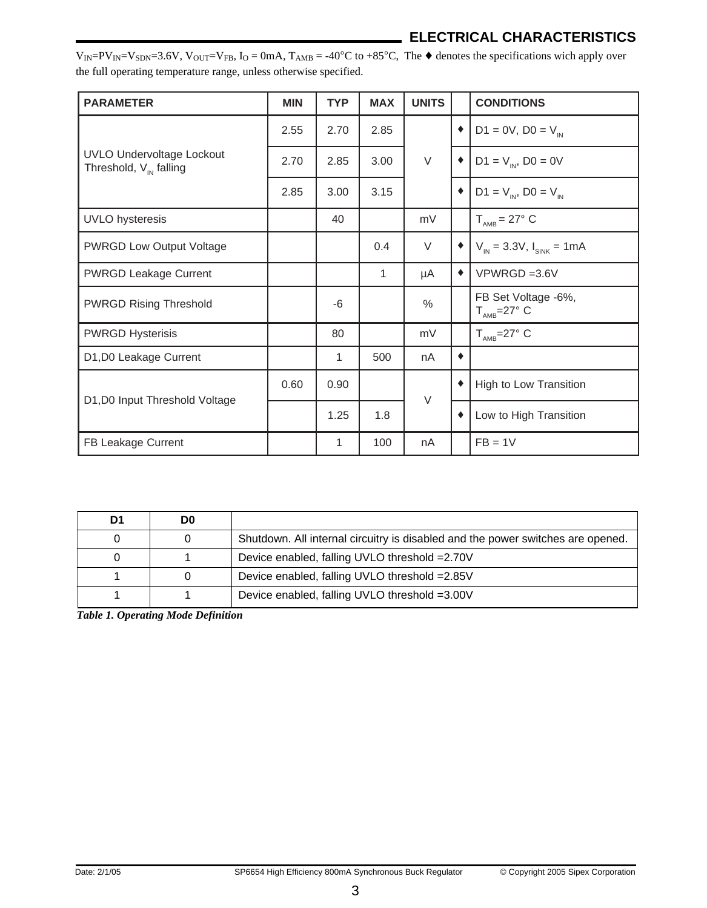## ELECTRICAL CHARACTERISTICS

$V_{IN}$=$PV_{IN}$=$V_{SDN}$=3.6V, $V_{OUT}$=$V_{FB}$, $I_O$ = 0mA, $T_{AMB}$ = -40°C to +85°C, The ♦ denotes the specifications wich apply over the full operating temperature range, unless otherwise specified.

| PARAMETER | MIN | TYP | MAX | UNITS | | CONDITIONS |
|---|---|---|---|---|---|---|
| UVLO Undervoltage Lockout Threshold, $V_{IN}$ falling | 2.55 | 2.70 | 2.85 | V | ♦ | D1 = 0V, D0 = $V_{IN}$ |
| | 2.70 | 2.85 | 3.00 | | ♦ | D1 = $V_{IN}$, D0 = 0V |
| | 2.85 | 3.00 | 3.15 | | ♦ | D1 = $V_{IN}$, D0 = $V_{IN}$ |
| UVLO hysteresis | | 40 | | mV | | $T_{AMB}$ = 27° C |
| PWRGD Low Output Voltage | | | 0.4 | V | ♦ | $V_{IN}$ = 3.3V, $I_{SINK}$ = 1mA |
| PWRGD Leakage Current | | | 1 | µA | ♦ | VPWRGD =3.6V |
| PWRGD Rising Threshold | | -6 | | % | | FB Set Voltage -6%, $T_{AMB}$=27° C |
| PWRGD Hysterisis | | 80 | | mV | | $T_{AMB}$=27° C |
| D1,D0 Leakage Current | | 1 | 500 | nA | ♦ | |
| D1,D0 Input Threshold Voltage | 0.60 | 0.90 | | V | ♦ | High to Low Transition |
| | | 1.25 | 1.8 | | ♦ | Low to High Transition |
| FB Leakage Current | | 1 | 100 | nA | | FB = 1V |

| D1 | D0 | |
|---|---|---|
| 0 | 0 | Shutdown. All internal circuitry is disabled and the power switches are opened. |
| 0 | 1 | Device enabled, falling UVLO threshold =2.70V |
| 1 | 0 | Device enabled, falling UVLO threshold =2.85V |
| 1 | 1 | Device enabled, falling UVLO threshold =3.00V |

***Table 1. Operating Mode Definition***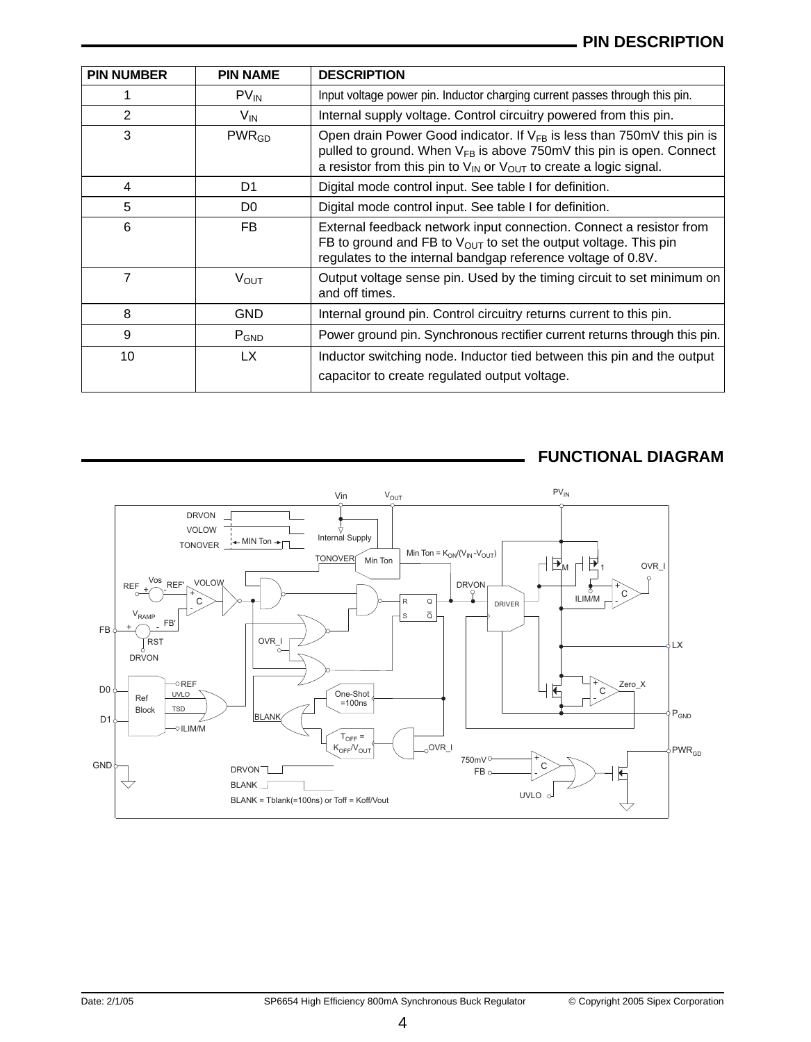## PIN DESCRIPTION

| PIN NUMBER | PIN NAME | DESCRIPTION |
|---|---|---|
| 1 | $PV_{IN}$ | Input voltage power pin. Inductor charging current passes through this pin. |
| 2 | $V_{IN}$ | Internal supply voltage. Control circuitry powered from this pin. |
| 3 | $PWR_{GD}$ | Open drain Power Good indicator. If $V_{FB}$ is less than 750mV this pin is pulled to ground. When $V_{FB}$ is above 750mV this pin is open. Connect a resistor from this pin to $V_{IN}$ or $V_{OUT}$ to create a logic signal. |
| 4 | D1 | Digital mode control input. See table I for definition. |
| 5 | D0 | Digital mode control input. See table I for definition. |
| 6 | FB | External feedback network input connection. Connect a resistor from FB to ground and FB to $V_{OUT}$ to set the output voltage. This pin regulates to the internal bandgap reference voltage of 0.8V. |
| 7 | $V_{OUT}$ | Output voltage sense pin. Used by the timing circuit to set minimum on and off times. |
| 8 | GND | Internal ground pin. Control circuitry returns current to this pin. |
| 9 | $P_{GND}$ | Power ground pin. Synchronous rectifier current returns through this pin. |
| 10 | LX | Inductor switching node. Inductor tied between this pin and the output capacitor to create regulated output voltage. |

## FUNCTIONAL DIAGRAM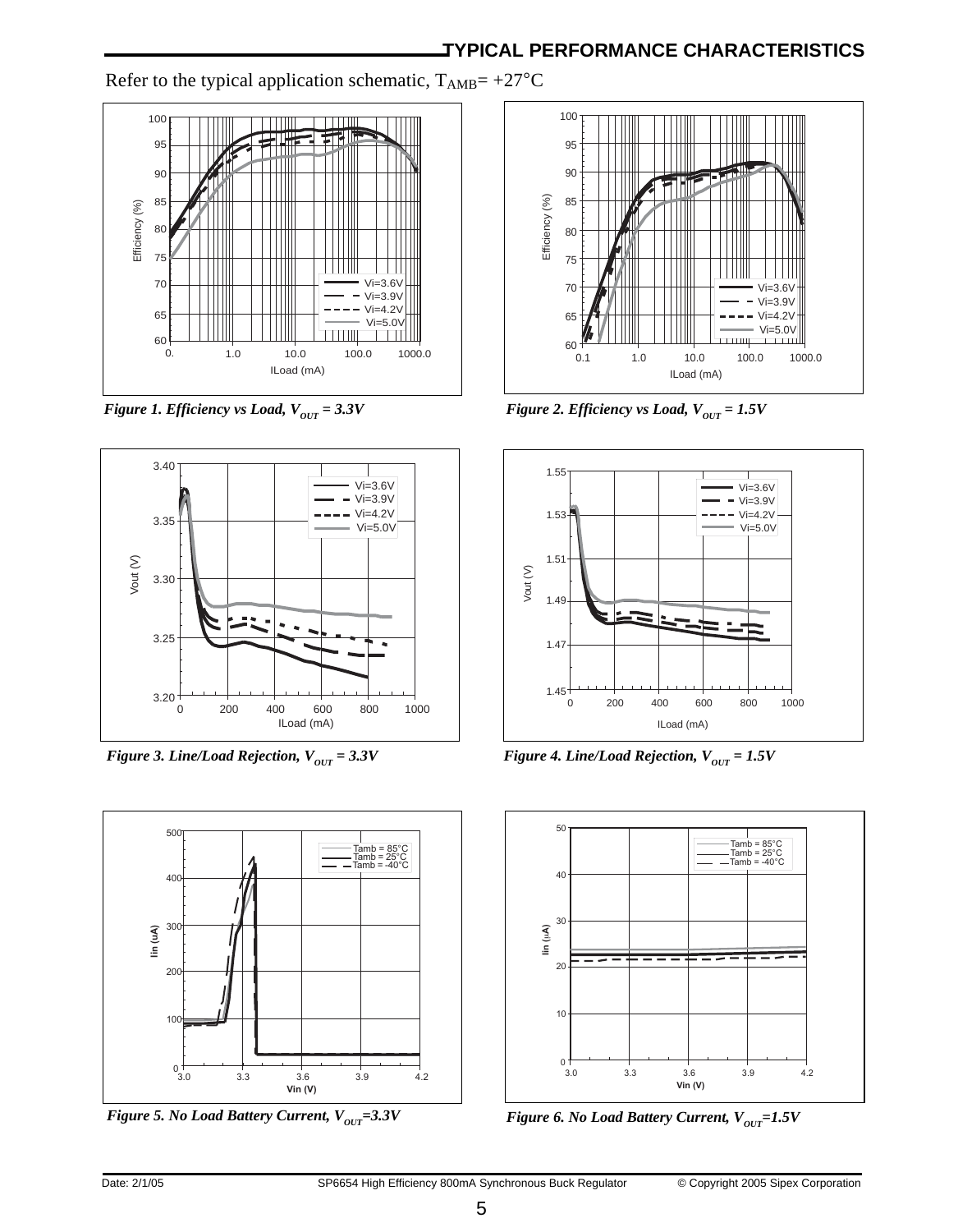## TYPICAL PERFORMANCE CHARACTERISTICS

Refer to the typical application schematic, $T_{AMB}$= +27°C

*Figure 1. Efficiency vs Load, $V_{OUT}$ = 3.3V*

*Figure 2. Efficiency vs Load, $V_{OUT}$ = 1.5V*

*Figure 3. Line/Load Rejection, $V_{OUT}$ = 3.3V*

*Figure 4. Line/Load Rejection, $V_{OUT}$ = 1.5V*

*Figure 5. No Load Battery Current, $V_{OUT}$=3.3V*

*Figure 6. No Load Battery Current, $V_{OUT}$=1.5V*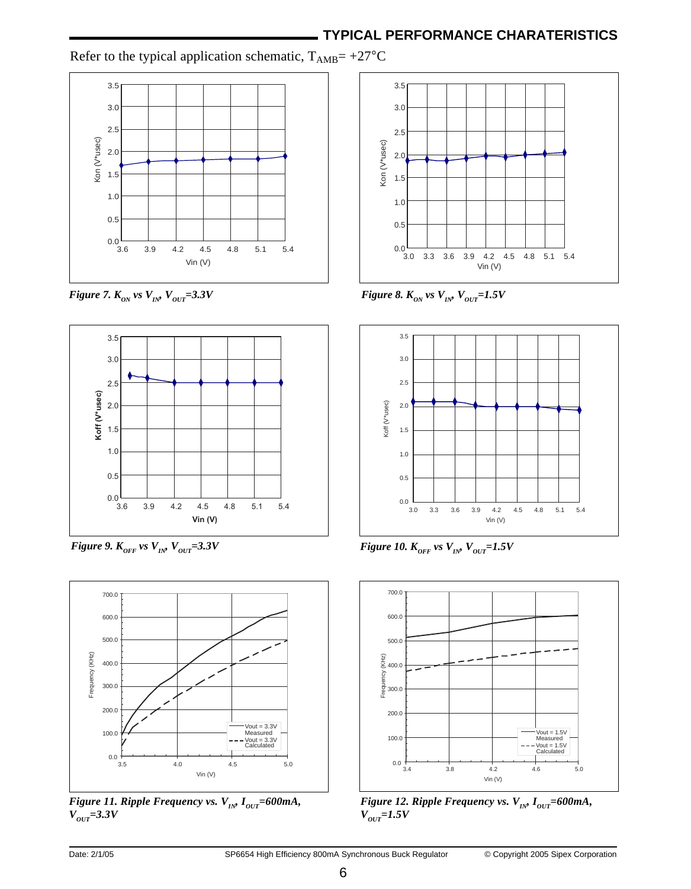## TYPICAL PERFORMANCE CHARATERISTICS

Refer to the typical application schematic, $T_{AMB}$= +27°C

*Figure 7. $K_{ON}$ vs $V_{IN}$, $V_{OUT}$=3.3V*

*Figure 8. $K_{ON}$ vs $V_{IN}$, $V_{OUT}$=1.5V*

*Figure 9. $K_{OFF}$ vs $V_{IN}$, $V_{OUT}$=3.3V*

*Figure 10. $K_{OFF}$ vs $V_{IN}$, $V_{OUT}$=1.5V*

*Figure 11. Ripple Frequency vs. $V_{IN}$, $I_{OUT}$=600mA, $V_{OUT}$=3.3V*

*Figure 12. Ripple Frequency vs. $V_{IN}$, $I_{OUT}$=600mA, $V_{OUT}$=1.5V*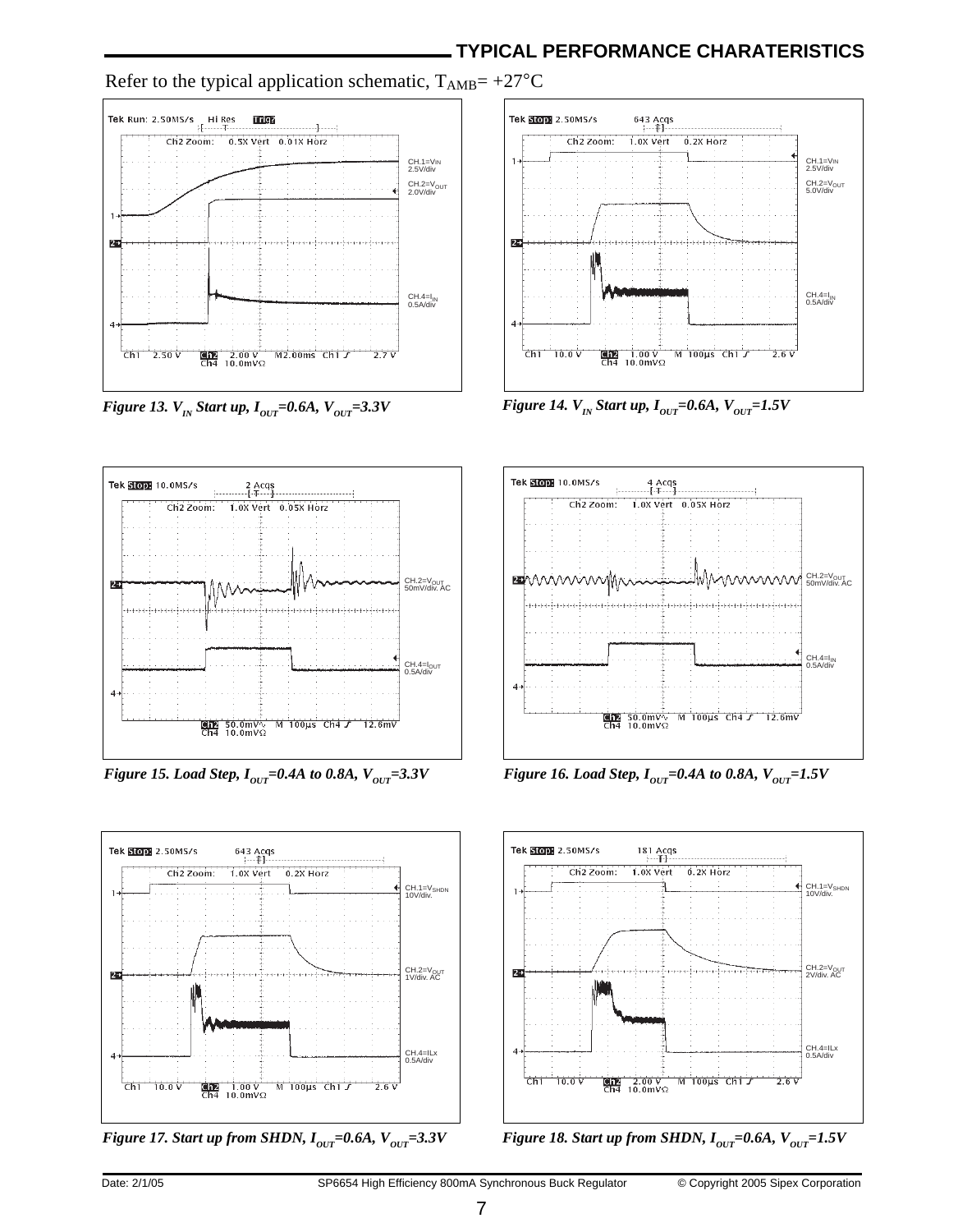## TYPICAL PERFORMANCE CHARATERISTICS

Refer to the typical application schematic, $T_{AMB}$= +27°C

*Figure 13. $V_{IN}$ Start up, $I_{OUT}$=0.6A, $V_{OUT}$=3.3V*

*Figure 14. $V_{IN}$ Start up, $I_{OUT}$=0.6A, $V_{OUT}$=1.5V*

*Figure 15. Load Step, $I_{OUT}$=0.4A to 0.8A, $V_{OUT}$=3.3V*

*Figure 16. Load Step, $I_{OUT}$=0.4A to 0.8A, $V_{OUT}$=1.5V*

*Figure 17. Start up from SHDN, $I_{OUT}$=0.6A, $V_{OUT}$=3.3V*

*Figure 18. Start up from SHDN, $I_{OUT}$=0.6A, $V_{OUT}$=1.5V*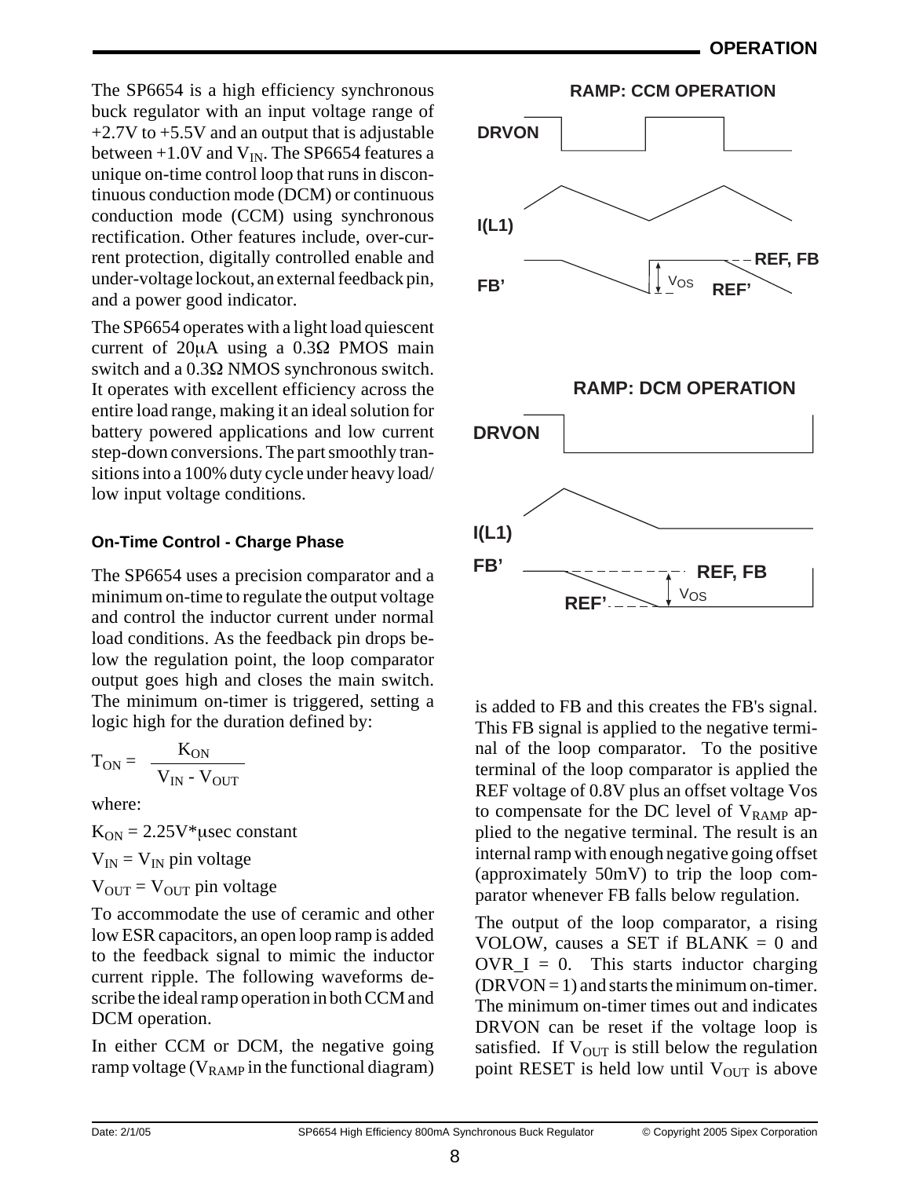The SP6654 is a high efficiency synchronous buck regulator with an input voltage range of +2.7V to +5.5V and an output that is adjustable between +1.0V and $V_{IN}$. The SP6654 features a unique on-time control loop that runs in discontinuous conduction mode (DCM) or continuous conduction mode (CCM) using synchronous rectification. Other features include, over-current protection, digitally controlled enable and under-voltage lockout, an external feedback pin, and a power good indicator.

The SP6654 operates with a light load quiescent current of 20μA using a 0.3Ω PMOS main switch and a 0.3Ω NMOS synchronous switch. It operates with excellent efficiency across the entire load range, making it an ideal solution for battery powered applications and low current step-down conversions. The part smoothly transitions into a 100% duty cycle under heavy load/ low input voltage conditions.

### On-Time Control - Charge Phase

The SP6654 uses a precision comparator and a minimum on-time to regulate the output voltage and control the inductor current under normal load conditions. As the feedback pin drops below the regulation point, the loop comparator output goes high and closes the main switch. The minimum on-timer is triggered, setting a logic high for the duration defined by:

$$T_{ON} = \frac{K_{ON}}{V_{IN} - V_{OUT}}$$

where:

$K_{ON}$ = 2.25V*μsec constant

$V_{IN}$ = $V_{IN}$ pin voltage

$V_{OUT}$ = $V_{OUT}$ pin voltage

To accommodate the use of ceramic and other low ESR capacitors, an open loop ramp is added to the feedback signal to mimic the inductor current ripple. The following waveforms describe the ideal ramp operation in both CCM and DCM operation.

In either CCM or DCM, the negative going ramp voltage ($V_{RAMP}$ in the functional diagram) is added to FB and this creates the FB's signal. This FB signal is applied to the negative terminal of the loop comparator. To the positive terminal of the loop comparator is applied the REF voltage of 0.8V plus an offset voltage Vos to compensate for the DC level of $V_{RAMP}$ applied to the negative terminal. The result is an internal ramp with enough negative going offset (approximately 50mV) to trip the loop comparator whenever FB falls below regulation.

The output of the loop comparator, a rising VOLOW, causes a SET if BLANK = 0 and OVR_I = 0. This starts inductor charging (DRVON = 1) and starts the minimum on-timer. The minimum on-timer times out and indicates DRVON can be reset if the voltage loop is satisfied. If $V_{OUT}$ is still below the regulation point RESET is held low until $V_{OUT}$ is above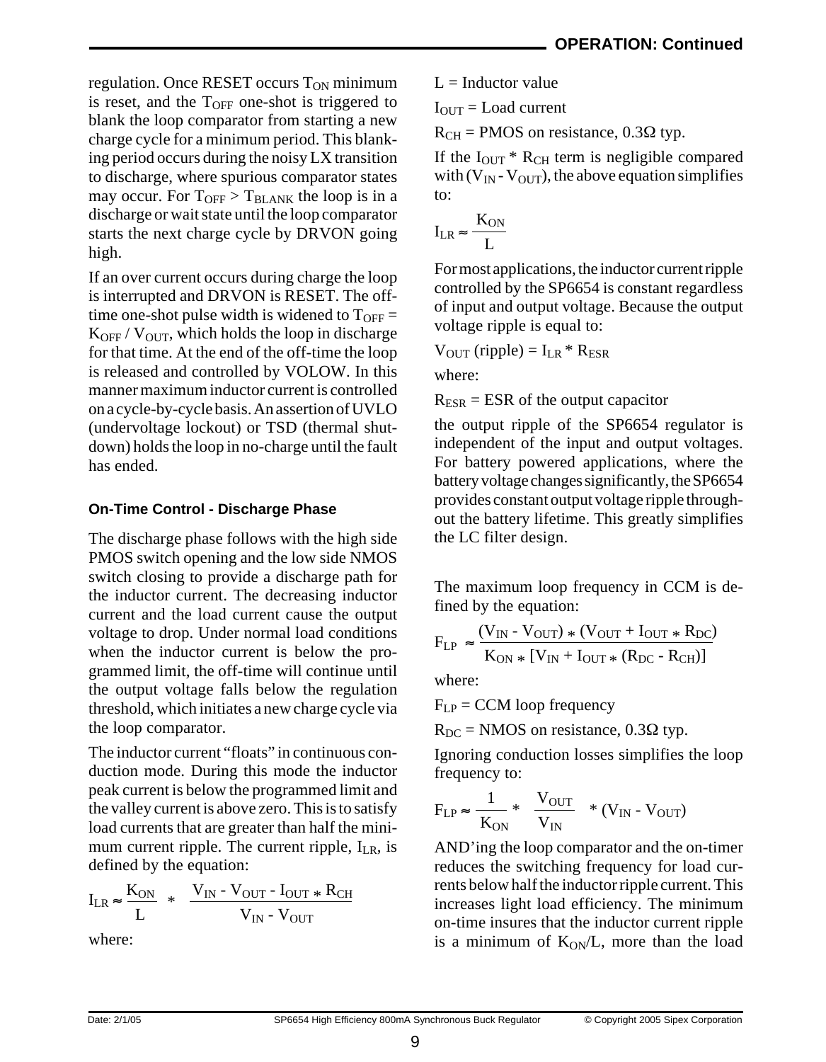regulation. Once RESET occurs $T_{ON}$ minimum is reset, and the $T_{OFF}$ one-shot is triggered to blank the loop comparator from starting a new charge cycle for a minimum period. This blanking period occurs during the noisy LX transition to discharge, where spurious comparator states may occur. For $T_{OFF} > T_{BLANK}$ the loop is in a discharge or wait state until the loop comparator starts the next charge cycle by DRVON going high.

If an over current occurs during charge the loop is interrupted and DRVON is RESET. The off-time one-shot pulse width is widened to $T_{OFF} = K_{OFF} / V_{OUT}$, which holds the loop in discharge for that time. At the end of the off-time the loop is released and controlled by VOLOW. In this manner maximum inductor current is controlled on a cycle-by-cycle basis. An assertion of UVLO (undervoltage lockout) or TSD (thermal shutdown) holds the loop in no-charge until the fault has ended.

### On-Time Control - Discharge Phase

The discharge phase follows with the high side PMOS switch opening and the low side NMOS switch closing to provide a discharge path for the inductor current. The decreasing inductor current and the load current cause the output voltage to drop. Under normal load conditions when the inductor current is below the programmed limit, the off-time will continue until the output voltage falls below the regulation threshold, which initiates a new charge cycle via the loop comparator.

The inductor current "floats" in continuous conduction mode. During this mode the inductor peak current is below the programmed limit and the valley current is above zero. This is to satisfy load currents that are greater than half the minimum current ripple. The current ripple, $I_{LR}$, is defined by the equation:

$$I_{LR} \approx \frac{K_{ON}}{L} * \frac{V_{IN} - V_{OUT} - I_{OUT} * R_{CH}}{V_{IN} - V_{OUT}}$$

where:

$L$ = Inductor value

$I_{OUT}$ = Load current

$R_{CH}$ = PMOS on resistance, 0.3Ω typ.

If the $I_{OUT} * R_{CH}$ term is negligible compared with $(V_{IN} - V_{OUT})$, the above equation simplifies to:

$$I_{LR} \approx \frac{K_{ON}}{L}$$

For most applications, the inductor current ripple controlled by the SP6654 is constant regardless of input and output voltage. Because the output voltage ripple is equal to:

$$V_{OUT}\text{ (ripple)} = I_{LR} * R_{ESR}$$

where:

$R_{ESR}$ = ESR of the output capacitor

the output ripple of the SP6654 regulator is independent of the input and output voltages. For battery powered applications, where the battery voltage changes significantly, the SP6654 provides constant output voltage ripple throughout the battery lifetime. This greatly simplifies the LC filter design.

The maximum loop frequency in CCM is defined by the equation:

$$F_{LP} \approx \frac{(V_{IN} - V_{OUT}) * (V_{OUT} + I_{OUT} * R_{DC})}{K_{ON} * [V_{IN} + I_{OUT} * (R_{DC} - R_{CH})]}$$

where:

$F_{LP}$ = CCM loop frequency

$R_{DC}$ = NMOS on resistance, 0.3Ω typ.

Ignoring conduction losses simplifies the loop frequency to:

$$F_{LP} \approx \frac{1}{K_{ON}} * \frac{V_{OUT}}{V_{IN}} * (V_{IN} - V_{OUT})$$

AND'ing the loop comparator and the on-timer reduces the switching frequency for load currents below half the inductor ripple current. This increases light load efficiency. The minimum on-time insures that the inductor current ripple is a minimum of $K_{ON}/L$, more than the load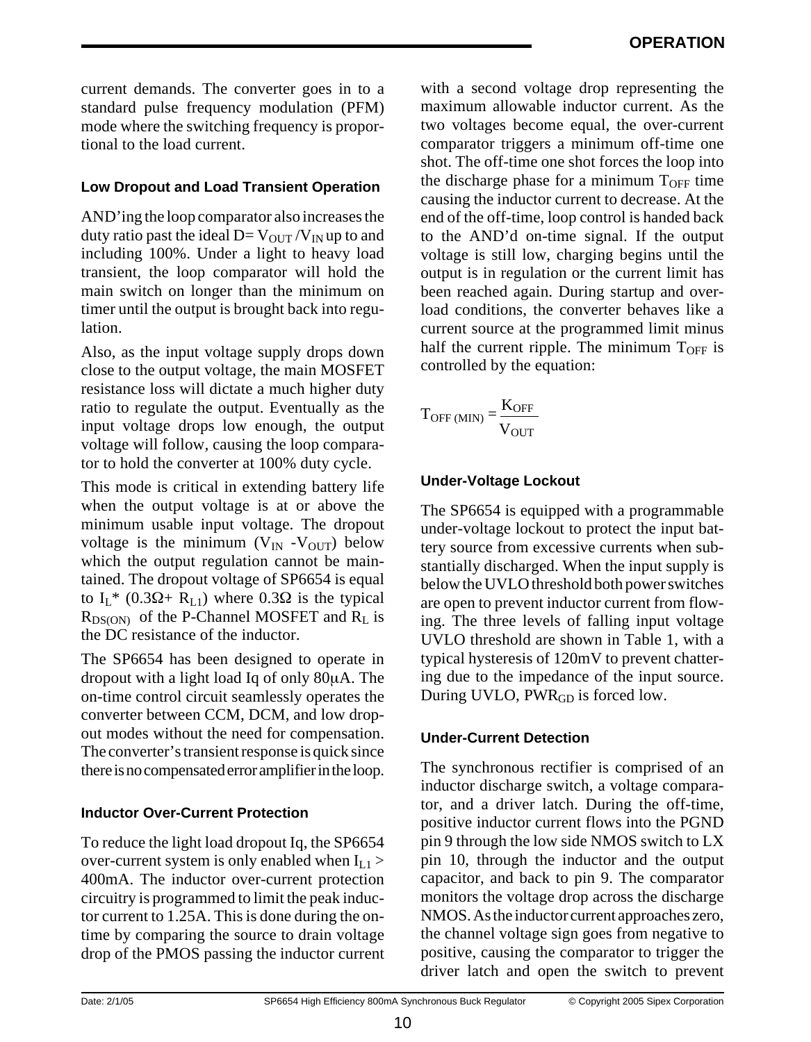current demands. The converter goes in to a standard pulse frequency modulation (PFM) mode where the switching frequency is proportional to the load current.

### Low Dropout and Load Transient Operation

AND'ing the loop comparator also increases the duty ratio past the ideal $D= V_{OUT} /V_{IN}$ up to and including 100%. Under a light to heavy load transient, the loop comparator will hold the main switch on longer than the minimum on timer until the output is brought back into regulation.

Also, as the input voltage supply drops down close to the output voltage, the main MOSFET resistance loss will dictate a much higher duty ratio to regulate the output. Eventually as the input voltage drops low enough, the output voltage will follow, causing the loop comparator to hold the converter at 100% duty cycle.

This mode is critical in extending battery life when the output voltage is at or above the minimum usable input voltage. The dropout voltage is the minimum ($V_{IN}$ -$V_{OUT}$) below which the output regulation cannot be maintained. The dropout voltage of SP6654 is equal to $I_L$* (0.3Ω+ $R_{L1}$) where 0.3Ω is the typical $R_{DS(ON)}$ of the P-Channel MOSFET and $R_L$ is the DC resistance of the inductor.

The SP6654 has been designed to operate in dropout with a light load Iq of only 80μA. The on-time control circuit seamlessly operates the converter between CCM, DCM, and low dropout modes without the need for compensation. The converter's transient response is quick since there is no compensated error amplifier in the loop.

### Inductor Over-Current Protection

To reduce the light load dropout Iq, the SP6654 over-current system is only enabled when $I_{L1}$ > 400mA. The inductor over-current protection circuitry is programmed to limit the peak inductor current to 1.25A. This is done during the on-time by comparing the source to drain voltage drop of the PMOS passing the inductor current with a second voltage drop representing the maximum allowable inductor current. As the two voltages become equal, the over-current comparator triggers a minimum off-time one shot. The off-time one shot forces the loop into the discharge phase for a minimum $T_{OFF}$ time causing the inductor current to decrease. At the end of the off-time, loop control is handed back to the AND'd on-time signal. If the output voltage is still low, charging begins until the output is in regulation or the current limit has been reached again. During startup and overload conditions, the converter behaves like a current source at the programmed limit minus half the current ripple. The minimum $T_{OFF}$ is controlled by the equation:

$$T_{OFF\,(MIN)} = \frac{K_{OFF}}{V_{OUT}}$$

### Under-Voltage Lockout

The SP6654 is equipped with a programmable under-voltage lockout to protect the input battery source from excessive currents when substantially discharged. When the input supply is below the UVLO threshold both power switches are open to prevent inductor current from flowing. The three levels of falling input voltage UVLO threshold are shown in Table 1, with a typical hysteresis of 120mV to prevent chattering due to the impedance of the input source. During UVLO, $PWR_{GD}$ is forced low.

### Under-Current Detection

The synchronous rectifier is comprised of an inductor discharge switch, a voltage comparator, and a driver latch. During the off-time, positive inductor current flows into the PGND pin 9 through the low side NMOS switch to LX pin 10, through the inductor and the output capacitor, and back to pin 9. The comparator monitors the voltage drop across the discharge NMOS. As the inductor current approaches zero, the channel voltage sign goes from negative to positive, causing the comparator to trigger the driver latch and open the switch to prevent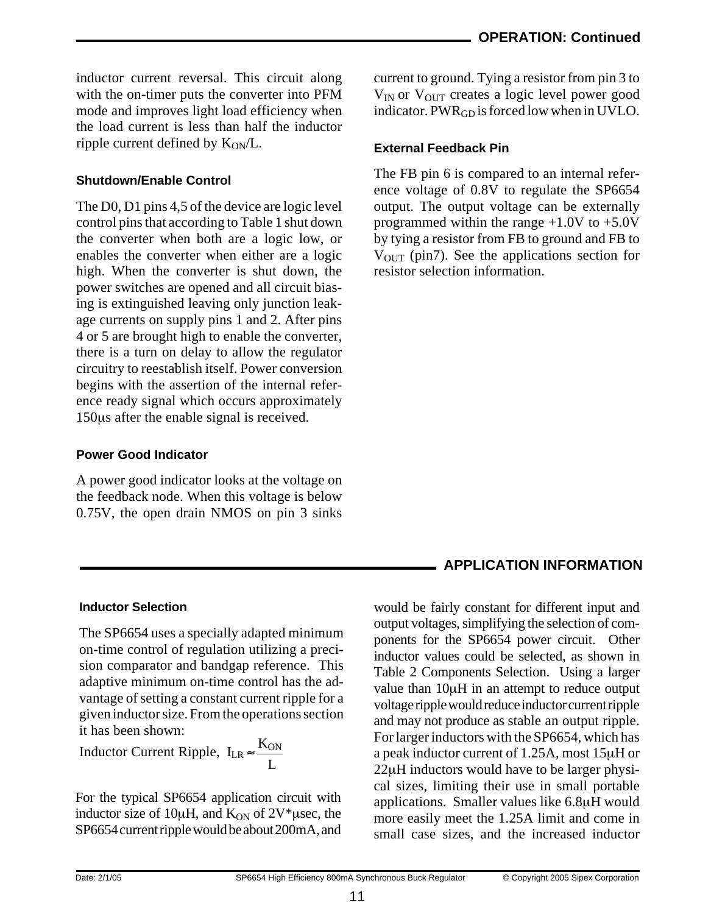## OPERATION: Continued

inductor current reversal. This circuit along with the on-timer puts the converter into PFM mode and improves light load efficiency when the load current is less than half the inductor ripple current defined by $K_{ON}/L$.

### Shutdown/Enable Control

The D0, D1 pins 4,5 of the device are logic level control pins that according to Table 1 shut down the converter when both are a logic low, or enables the converter when either are a logic high. When the converter is shut down, the power switches are opened and all circuit biasing is extinguished leaving only junction leakage currents on supply pins 1 and 2. After pins 4 or 5 are brought high to enable the converter, there is a turn on delay to allow the regulator circuitry to reestablish itself. Power conversion begins with the assertion of the internal reference ready signal which occurs approximately 150μs after the enable signal is received.

### Power Good Indicator

A power good indicator looks at the voltage on the feedback node. When this voltage is below 0.75V, the open drain NMOS on pin 3 sinks current to ground. Tying a resistor from pin 3 to $V_{IN}$ or $V_{OUT}$ creates a logic level power good indicator. $PWR_{GD}$ is forced low when in UVLO.

### External Feedback Pin

The FB pin 6 is compared to an internal reference voltage of 0.8V to regulate the SP6654 output. The output voltage can be externally programmed within the range +1.0V to +5.0V by tying a resistor from FB to ground and FB to $V_{OUT}$ (pin7). See the applications section for resistor selection information.

## APPLICATION INFORMATION

### Inductor Selection

The SP6654 uses a specially adapted minimum on-time control of regulation utilizing a precision comparator and bandgap reference. This adaptive minimum on-time control has the advantage of setting a constant current ripple for a given inductor size. From the operations section it has been shown:

Inductor Current Ripple, $I_{LR} \approx \dfrac{K_{ON}}{L}$

For the typical SP6654 application circuit with inductor size of 10μH, and $K_{ON}$ of 2V*μsec, the SP6654 current ripple would be about 200mA, and would be fairly constant for different input and output voltages, simplifying the selection of components for the SP6654 power circuit. Other inductor values could be selected, as shown in Table 2 Components Selection. Using a larger value than 10μH in an attempt to reduce output voltage ripple would reduce inductor current ripple and may not produce as stable an output ripple. For larger inductors with the SP6654, which has a peak inductor current of 1.25A, most 15μH or 22μH inductors would have to be larger physical sizes, limiting their use in small portable applications. Smaller values like 6.8μH would more easily meet the 1.25A limit and come in small case sizes, and the increased inductor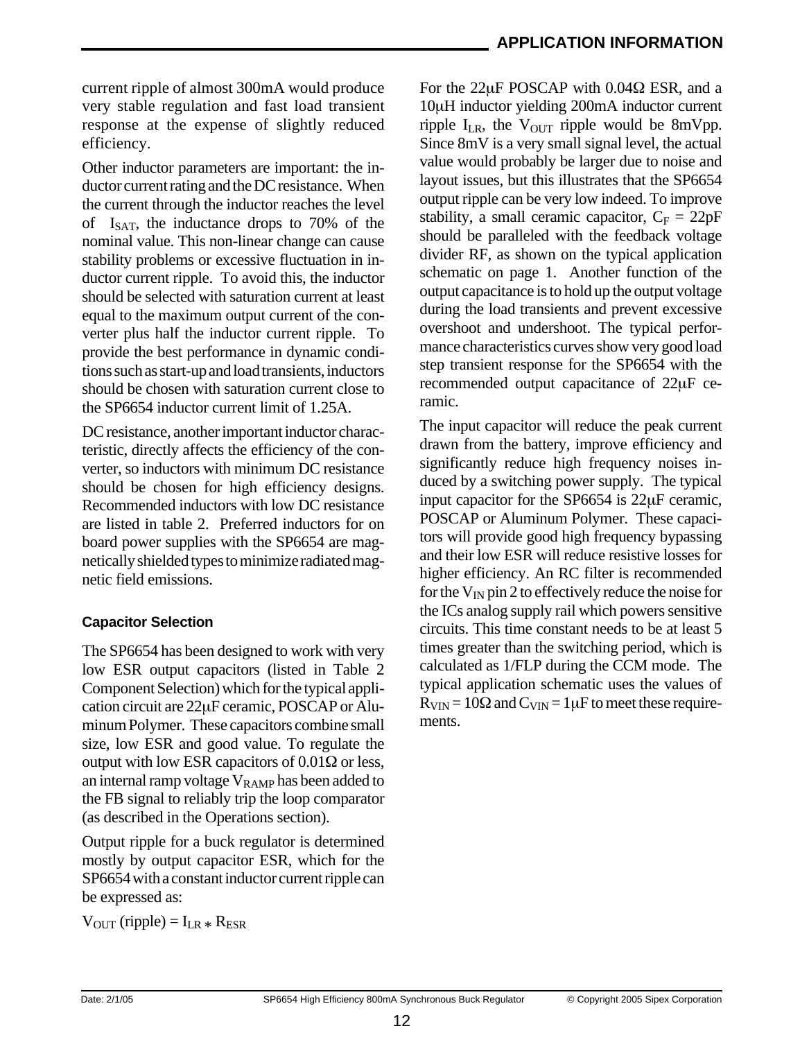current ripple of almost 300mA would produce very stable regulation and fast load transient response at the expense of slightly reduced efficiency.

Other inductor parameters are important: the inductor current rating and the DC resistance. When the current through the inductor reaches the level of $I_{SAT}$, the inductance drops to 70% of the nominal value. This non-linear change can cause stability problems or excessive fluctuation in inductor current ripple. To avoid this, the inductor should be selected with saturation current at least equal to the maximum output current of the converter plus half the inductor current ripple. To provide the best performance in dynamic conditions such as start-up and load transients, inductors should be chosen with saturation current close to the SP6654 inductor current limit of 1.25A.

DC resistance, another important inductor characteristic, directly affects the efficiency of the converter, so inductors with minimum DC resistance should be chosen for high efficiency designs. Recommended inductors with low DC resistance are listed in table 2. Preferred inductors for on board power supplies with the SP6654 are magnetically shielded types to minimize radiated magnetic field emissions.

### Capacitor Selection

The SP6654 has been designed to work with very low ESR output capacitors (listed in Table 2 Component Selection) which for the typical application circuit are 22μF ceramic, POSCAP or Aluminum Polymer. These capacitors combine small size, low ESR and good value. To regulate the output with low ESR capacitors of 0.01Ω or less, an internal ramp voltage $V_{RAMP}$ has been added to the FB signal to reliably trip the loop comparator (as described in the Operations section).

Output ripple for a buck regulator is determined mostly by output capacitor ESR, which for the SP6654 with a constant inductor current ripple can be expressed as:

$$V_{OUT}\ (\text{ripple}) = I_{LR} * R_{ESR}$$

For the 22μF POSCAP with 0.04Ω ESR, and a 10μH inductor yielding 200mA inductor current ripple $I_{LR}$, the $V_{OUT}$ ripple would be 8mVpp. Since 8mV is a very small signal level, the actual value would probably be larger due to noise and layout issues, but this illustrates that the SP6654 output ripple can be very low indeed. To improve stability, a small ceramic capacitor, $C_F$ = 22pF should be paralleled with the feedback voltage divider RF, as shown on the typical application schematic on page 1. Another function of the output capacitance is to hold up the output voltage during the load transients and prevent excessive overshoot and undershoot. The typical performance characteristics curves show very good load step transient response for the SP6654 with the recommended output capacitance of 22μF ceramic.

The input capacitor will reduce the peak current drawn from the battery, improve efficiency and significantly reduce high frequency noises induced by a switching power supply. The typical input capacitor for the SP6654 is 22μF ceramic, POSCAP or Aluminum Polymer. These capacitors will provide good high frequency bypassing and their low ESR will reduce resistive losses for higher efficiency. An RC filter is recommended for the $V_{IN}$ pin 2 to effectively reduce the noise for the ICs analog supply rail which powers sensitive circuits. This time constant needs to be at least 5 times greater than the switching period, which is calculated as 1/FLP during the CCM mode. The typical application schematic uses the values of $R_{VIN}$ = 10Ω and $C_{VIN}$ = 1μF to meet these requirements.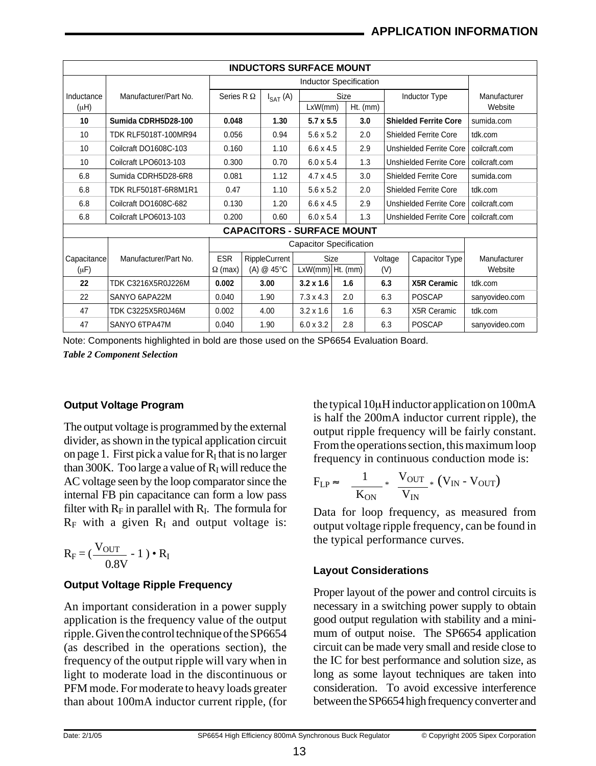## APPLICATION INFORMATION

| INDUCTORS SURFACE MOUNT | | | | | | | | |
|---|---|---|---|---|---|---|---|---|
| | | Inductor Specification | | | | | | |
| Inductance (μH) | Manufacturer/Part No. | Series R Ω | $I_{SAT}$ (A) | Size LxW(mm) | Size Ht. (mm) | Inductor Type | Manufacturer Website |
| **10** | **Sumida CDRH5D28-100** | **0.048** | **1.30** | **5.7 x 5.5** | **3.0** | **Shielded Ferrite Core** | sumida.com |
| 10 | TDK RLF5018T-100MR94 | 0.056 | 0.94 | 5.6 x 5.2 | 2.0 | Shielded Ferrite Core | tdk.com |
| 10 | Coilcraft DO1608C-103 | 0.160 | 1.10 | 6.6 x 4.5 | 2.9 | Unshielded Ferrite Core | coilcraft.com |
| 10 | Coilcraft LPO6013-103 | 0.300 | 0.70 | 6.0 x 5.4 | 1.3 | Unshielded Ferrite Core | coilcraft.com |
| 6.8 | Sumida CDRH5D28-6R8 | 0.081 | 1.12 | 4.7 x 4.5 | 3.0 | Shielded Ferrite Core | sumida.com |
| 6.8 | TDK RLF5018T-6R8M1R1 | 0.47 | 1.10 | 5.6 x 5.2 | 2.0 | Shielded Ferrite Core | tdk.com |
| 6.8 | Coilcraft DO1608C-682 | 0.130 | 1.20 | 6.6 x 4.5 | 2.9 | Unshielded Ferrite Core | coilcraft.com |
| 6.8 | Coilcraft LPO6013-103 | 0.200 | 0.60 | 6.0 x 5.4 | 1.3 | Unshielded Ferrite Core | coilcraft.com |

| CAPACITORS - SURFACE MOUNT | | | | | | | | |
|---|---|---|---|---|---|---|---|---|
| | | Capacitor Specification | | | | | | |
| Capacitance (μF) | Manufacturer/Part No. | ESR Ω (max) | RippleCurrent (A) @ 45°C | Size LxW(mm) | Size Ht. (mm) | Voltage (V) | Capacitor Type | Manufacturer Website |
| **22** | TDK C3216X5R0J226M | **0.002** | **3.00** | **3.2 x 1.6** | **1.6** | **6.3** | **X5R Ceramic** | tdk.com |
| 22 | SANYO 6APA22M | 0.040 | 1.90 | 7.3 x 4.3 | 2.0 | 6.3 | POSCAP | sanyovideo.com |
| 47 | TDK C3225X5R0J46M | 0.002 | 4.00 | 3.2 x 1.6 | 1.6 | 6.3 | X5R Ceramic | tdk.com |
| 47 | SANYO 6TPA47M | 0.040 | 1.90 | 6.0 x 3.2 | 2.8 | 6.3 | POSCAP | sanyovideo.com |

Note: Components highlighted in bold are those used on the SP6654 Evaluation Board.

*Table 2 Component Selection*

### Output Voltage Program

The output voltage is programmed by the external divider, as shown in the typical application circuit on page 1. First pick a value for $R_I$ that is no larger than 300K. Too large a value of $R_I$ will reduce the AC voltage seen by the loop comparator since the internal FB pin capacitance can form a low pass filter with $R_F$ in parallel with $R_I$. The formula for $R_F$ with a given $R_I$ and output voltage is:

$$R_F = \left(\frac{V_{OUT}}{0.8V} - 1\right) \bullet R_I$$

### Output Voltage Ripple Frequency

An important consideration in a power supply application is the frequency value of the output ripple. Given the control technique of the SP6654 (as described in the operations section), the frequency of the output ripple will vary when in light to moderate load in the discontinuous or PFM mode. For moderate to heavy loads greater than about 100mA inductor current ripple, (for the typical 10μH inductor application on 100mA is half the 200mA inductor current ripple), the output ripple frequency will be fairly constant. From the operations section, this maximum loop frequency in continuous conduction mode is:

$$F_{LP} \approx \frac{1}{K_{ON}} * \frac{V_{OUT}}{V_{IN}} * (V_{IN} - V_{OUT})$$

Data for loop frequency, as measured from output voltage ripple frequency, can be found in the typical performance curves.

### Layout Considerations

Proper layout of the power and control circuits is necessary in a switching power supply to obtain good output regulation with stability and a minimum of output noise. The SP6654 application circuit can be made very small and reside close to the IC for best performance and solution size, as long as some layout techniques are taken into consideration. To avoid excessive interference between the SP6654 high frequency converter and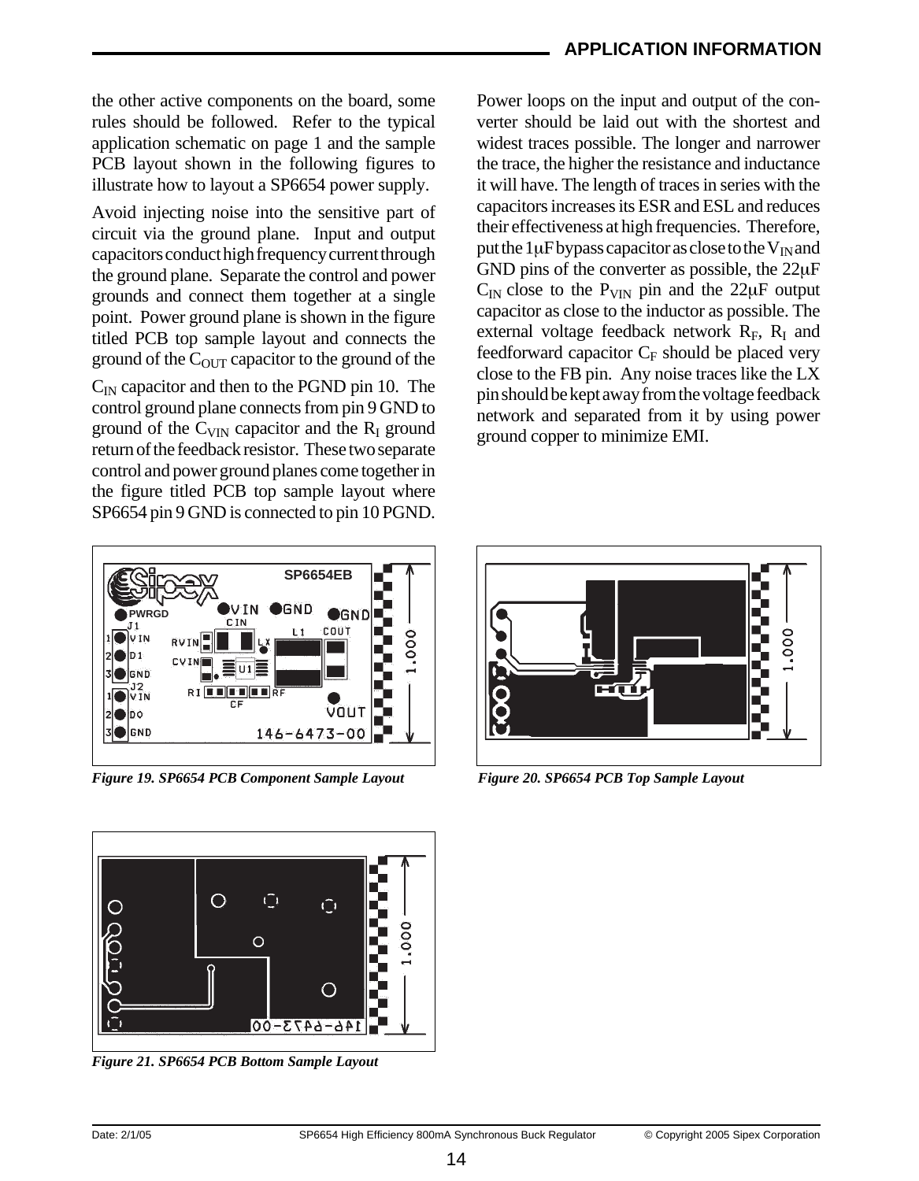the other active components on the board, some rules should be followed. Refer to the typical application schematic on page 1 and the sample PCB layout shown in the following figures to illustrate how to layout a SP6654 power supply.

Avoid injecting noise into the sensitive part of circuit via the ground plane. Input and output capacitors conduct high frequency current through the ground plane. Separate the control and power grounds and connect them together at a single point. Power ground plane is shown in the figure titled PCB top sample layout and connects the ground of the $C_{OUT}$ capacitor to the ground of the $C_{IN}$ capacitor and then to the PGND pin 10. The control ground plane connects from pin 9 GND to ground of the $C_{VIN}$ capacitor and the $R_I$ ground return of the feedback resistor. These two separate control and power ground planes come together in the figure titled PCB top sample layout where SP6654 pin 9 GND is connected to pin 10 PGND.

Power loops on the input and output of the converter should be laid out with the shortest and widest traces possible. The longer and narrower the trace, the higher the resistance and inductance it will have. The length of traces in series with the capacitors increases its ESR and ESL and reduces their effectiveness at high frequencies. Therefore, put the 1μF bypass capacitor as close to the $V_{IN}$ and GND pins of the converter as possible, the 22μF $C_{IN}$ close to the $P_{VIN}$ pin and the 22μF output capacitor as close to the inductor as possible. The external voltage feedback network $R_F$, $R_I$ and feedforward capacitor $C_F$ should be placed very close to the FB pin. Any noise traces like the LX pin should be kept away from the voltage feedback network and separated from it by using power ground copper to minimize EMI.

*Figure 19. SP6654 PCB Component Sample Layout*

*Figure 20. SP6654 PCB Top Sample Layout*

*Figure 21. SP6654 PCB Bottom Sample Layout*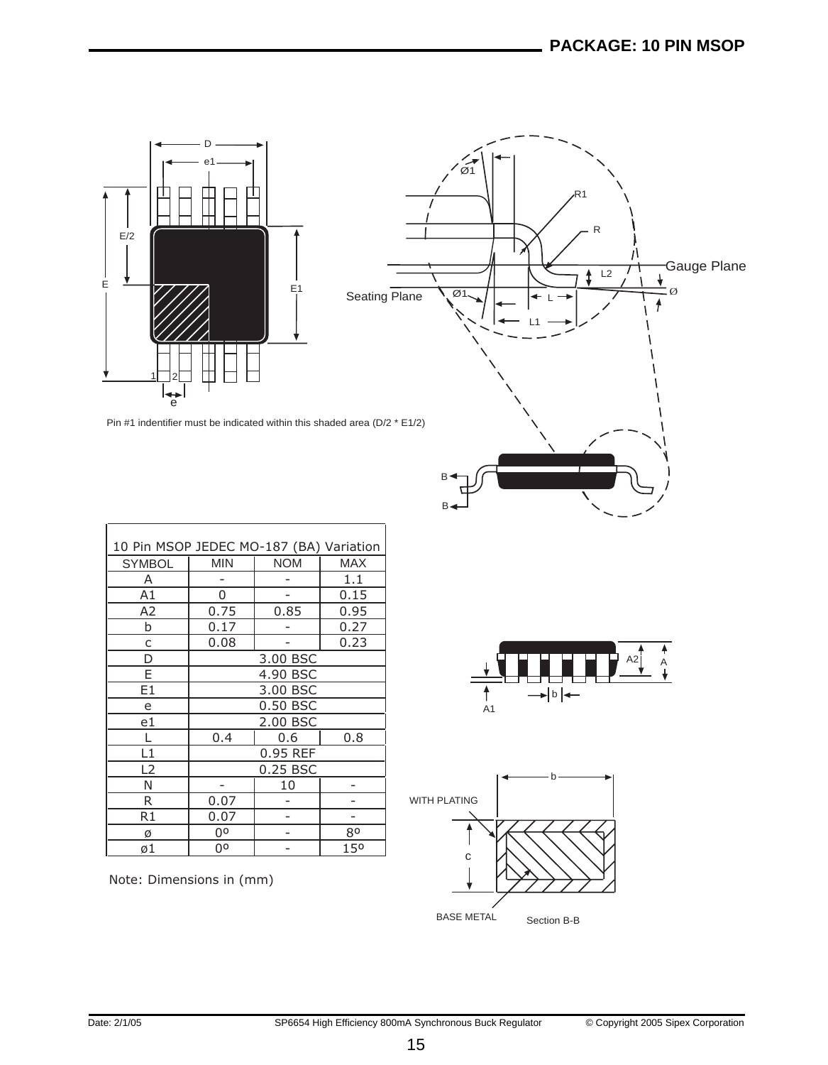## PACKAGE: 10 PIN MSOP

Pin #1 indentifier must be indicated within this shaded area (D/2 * E1/2)

| 10 Pin MSOP JEDEC MO-187 (BA) Variation | | | |
|---|---|---|---|
| SYMBOL | MIN | NOM | MAX |
| A | - | - | 1.1 |
| A1 | 0 | - | 0.15 |
| A2 | 0.75 | 0.85 | 0.95 |
| b | 0.17 | - | 0.27 |
| c | 0.08 | - | 0.23 |
| D | 3.00 BSC | | |
| E | 4.90 BSC | | |
| E1 | 3.00 BSC | | |
| e | 0.50 BSC | | |
| e1 | 2.00 BSC | | |
| L | 0.4 | 0.6 | 0.8 |
| L1 | 0.95 REF | | |
| L2 | 0.25 BSC | | |
| N | - | 10 | - |
| R | 0.07 | - | - |
| R1 | 0.07 | - | - |
| ø | 0º | - | 8º |
| ø1 | 0º | - | 15º |

Note: Dimensions in (mm)

WITH PLATING

BASE METAL

Section B-B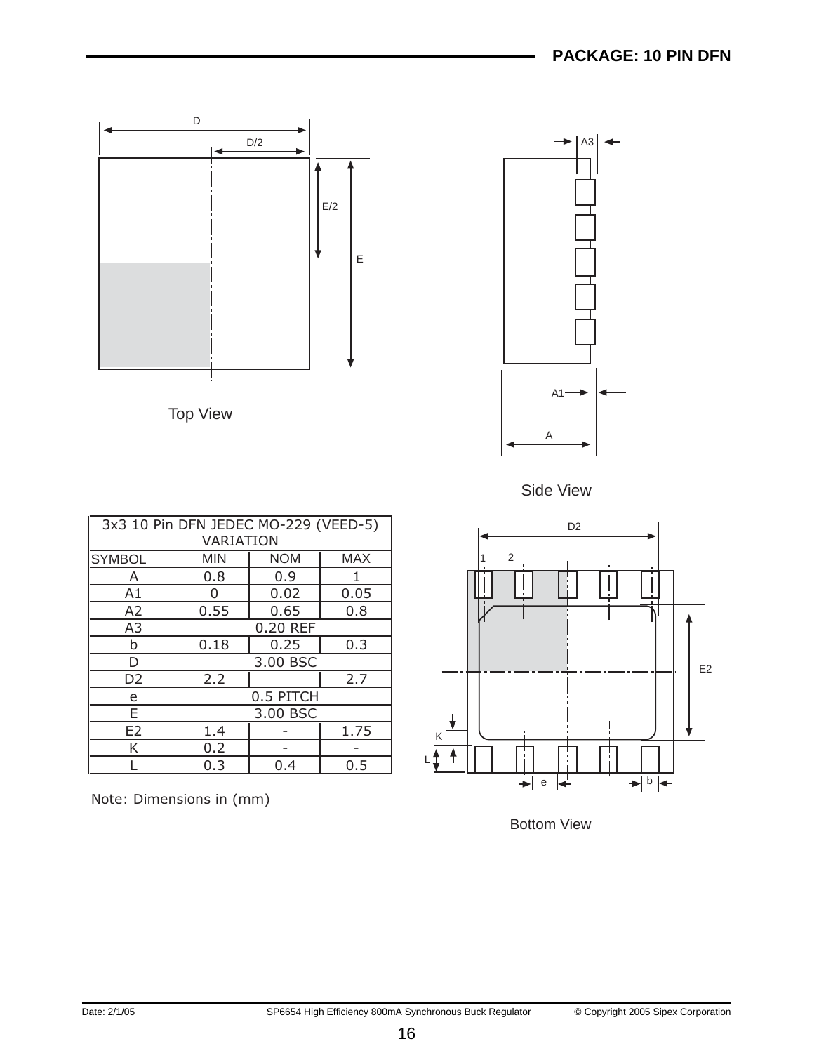## PACKAGE: 10 PIN DFN

Top View

Side View

Bottom View

| 3x3 10 Pin DFN JEDEC MO-229 (VEED-5) VARIATION | | | |
|---|---|---|---|
| SYMBOL | MIN | NOM | MAX |
| A | 0.8 | 0.9 | 1 |
| A1 | 0 | 0.02 | 0.05 |
| A2 | 0.55 | 0.65 | 0.8 |
| A3 | 0.20 REF | | |
| b | 0.18 | 0.25 | 0.3 |
| D | 3.00 BSC | | |
| D2 | 2.2 | | 2.7 |
| e | 0.5 PITCH | | |
| E | 3.00 BSC | | |
| E2 | 1.4 | - | 1.75 |
| K | 0.2 | - | - |
| L | 0.3 | 0.4 | 0.5 |

Note: Dimensions in (mm)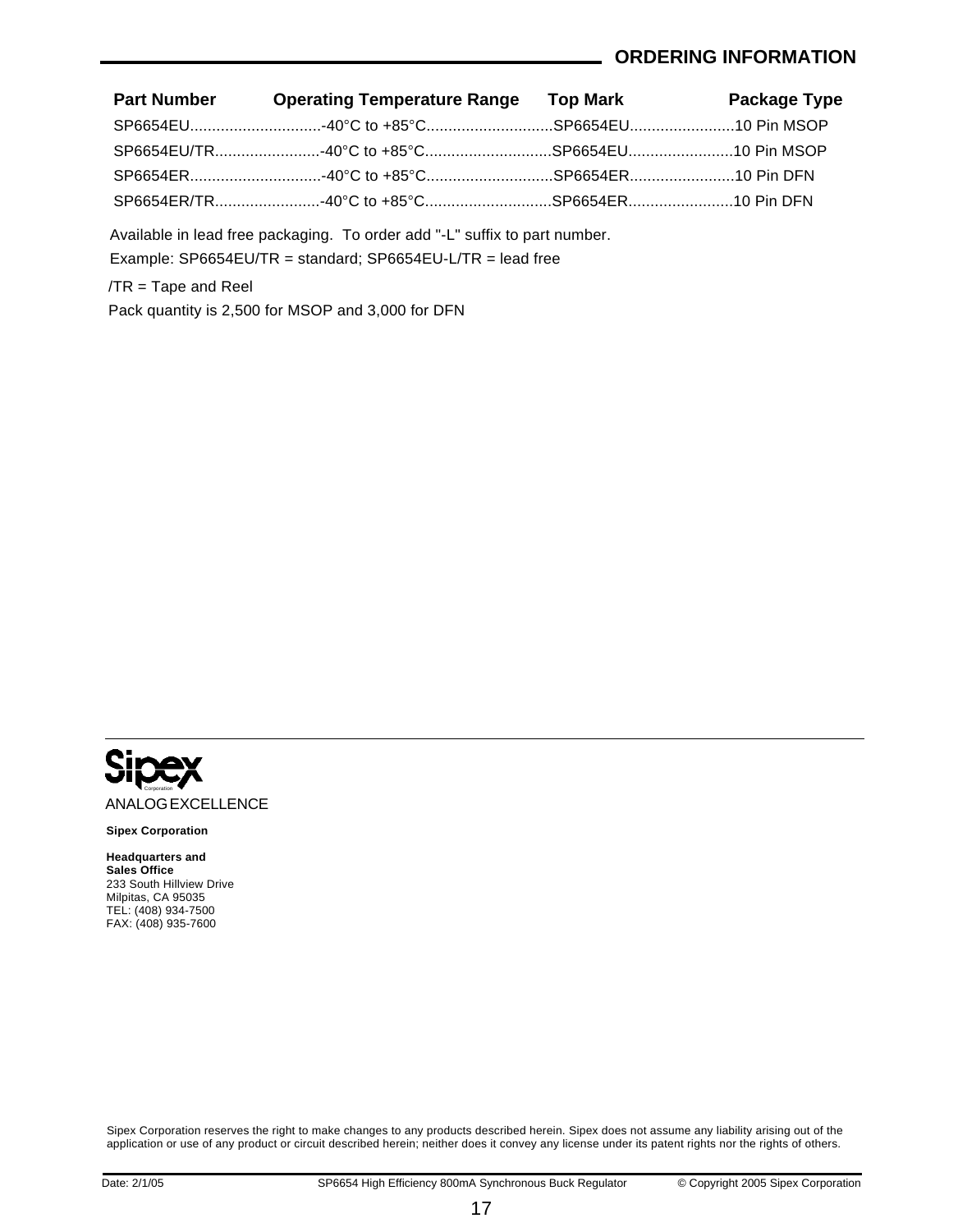## ORDERING INFORMATION

| Part Number | Operating Temperature Range | Top Mark | Package Type |
|---|---|---|---|
| SP6654EU | -40°C to +85°C | SP6654EU | 10 Pin MSOP |
| SP6654EU/TR | -40°C to +85°C | SP6654EU | 10 Pin MSOP |
| SP6654ER | -40°C to +85°C | SP6654ER | 10 Pin DFN |
| SP6654ER/TR | -40°C to +85°C | SP6654ER | 10 Pin DFN |

Available in lead free packaging. To order add "-L" suffix to part number.
Example: SP6654EU/TR = standard; SP6654EU-L/TR = lead free

/TR = Tape and Reel
Pack quantity is 2,500 for MSOP and 3,000 for DFN

Sipex Corporation

ANALOG EXCELLENCE

**Sipex Corporation**

**Headquarters and Sales Office**
233 South Hillview Drive
Milpitas, CA 95035
TEL: (408) 934-7500
FAX: (408) 935-7600

Sipex Corporation reserves the right to make changes to any products described herein. Sipex does not assume any liability arising out of the application or use of any product or circuit described herein; neither does it convey any license under its patent rights nor the rights of others.